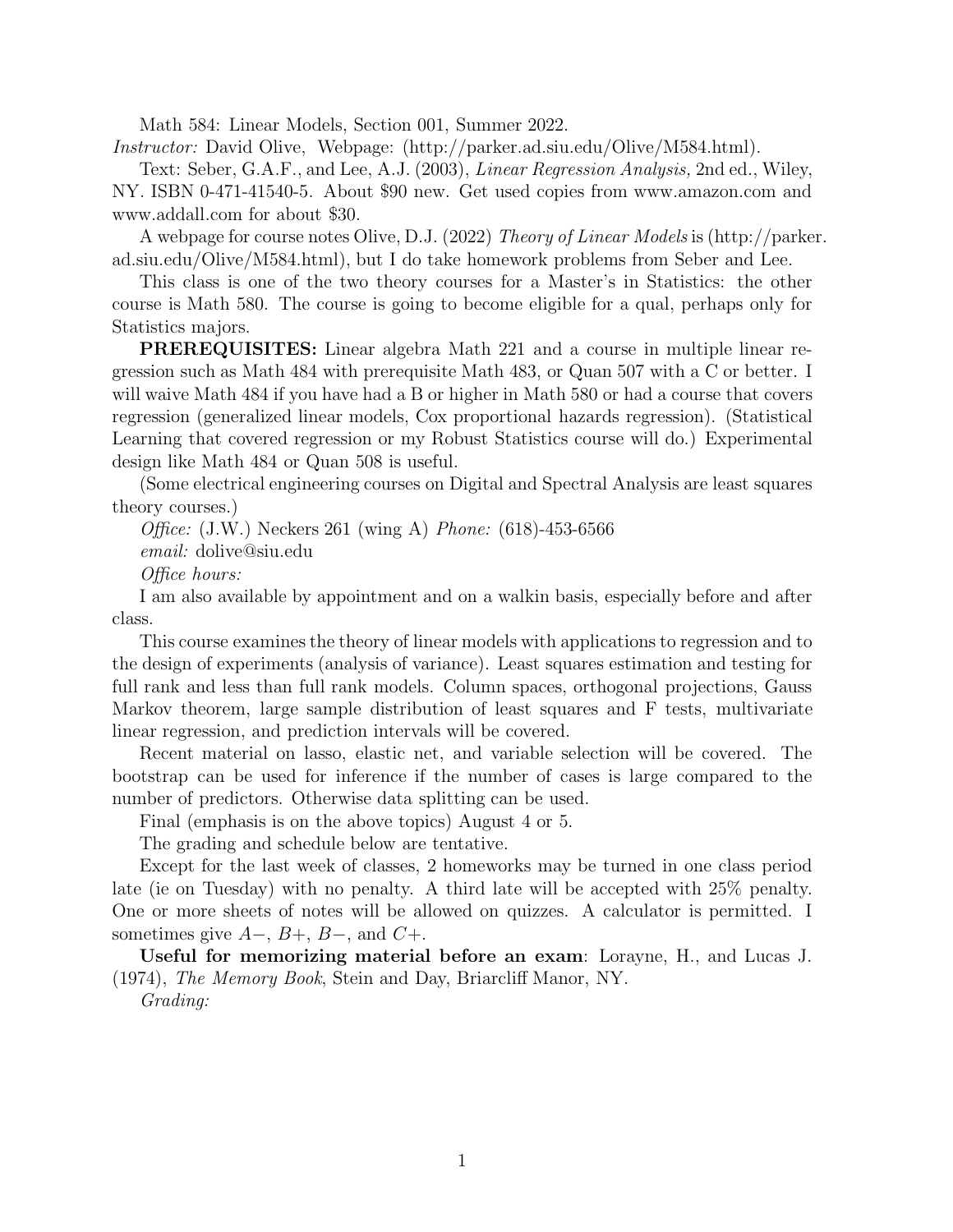Math 584: Linear Models, Section 001, Summer 2022.

*Instructor:* David Olive, Webpage: (http://parker.ad.siu.edu/Olive/M584.html).

Text: Seber, G.A.F., and Lee, A.J. (2003), *Linear Regression Analysis,* 2nd ed., Wiley, NY. ISBN 0-471-41540-5. About $90 new. Get used copies from www.amazon.com and www.addall.com for about $30.

A webpage for course notes Olive, D.J. (2022) *Theory of Linear Models* is (http://parker.ad.siu.edu/Olive/M584.html), but I do take homework problems from Seber and Lee.

This class is one of the two theory courses for a Master's in Statistics: the other course is Math 580. The course is going to become eligible for a qual, perhaps only for Statistics majors.

**PREREQUISITES:** Linear algebra Math 221 and a course in multiple linear regression such as Math 484 with prerequisite Math 483, or Quan 507 with a C or better. I will waive Math 484 if you have had a B or higher in Math 580 or had a course that covers regression (generalized linear models, Cox proportional hazards regression). (Statistical Learning that covered regression or my Robust Statistics course will do.) Experimental design like Math 484 or Quan 508 is useful.

(Some electrical engineering courses on Digital and Spectral Analysis are least squares theory courses.)

*Office:* (J.W.) Neckers 261 (wing A) *Phone:* (618)-453-6566

*email:* dolive@siu.edu

*Office hours:*

I am also available by appointment and on a walkin basis, especially before and after class.

This course examines the theory of linear models with applications to regression and to the design of experiments (analysis of variance). Least squares estimation and testing for full rank and less than full rank models. Column spaces, orthogonal projections, Gauss Markov theorem, large sample distribution of least squares and F tests, multivariate linear regression, and prediction intervals will be covered.

Recent material on lasso, elastic net, and variable selection will be covered. The bootstrap can be used for inference if the number of cases is large compared to the number of predictors. Otherwise data splitting can be used.

Final (emphasis is on the above topics) August 4 or 5.

The grading and schedule below are tentative.

Except for the last week of classes, 2 homeworks may be turned in one class period late (ie on Tuesday) with no penalty. A third late will be accepted with 25% penalty. One or more sheets of notes will be allowed on quizzes. A calculator is permitted. I sometimes give $A-$, $B+$, $B-$, and $C+$.

**Useful for memorizing material before an exam**: Lorayne, H., and Lucas J. (1974), *The Memory Book*, Stein and Day, Briarcliff Manor, NY.

*Grading:*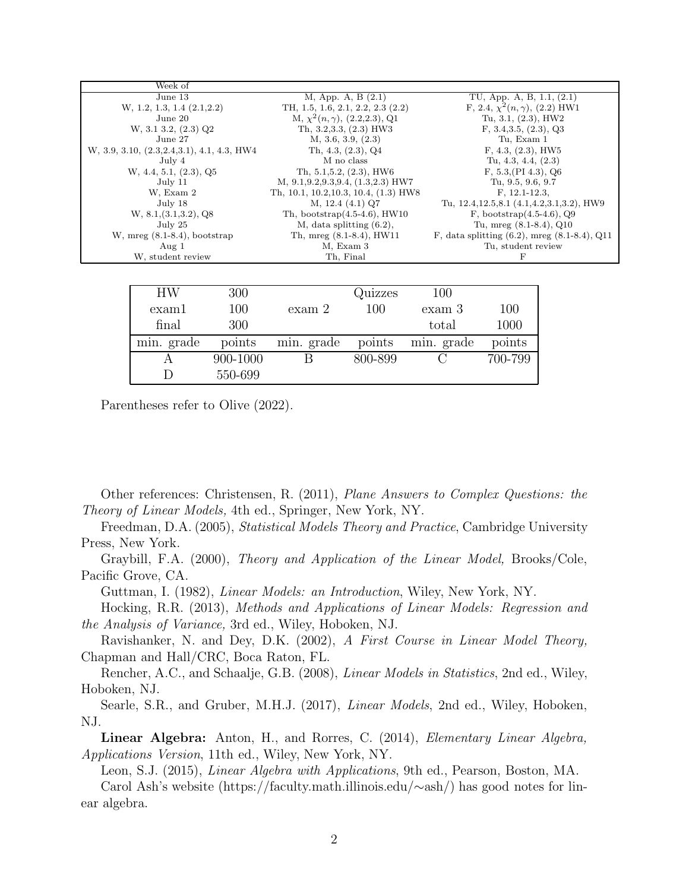| Week of | | |
|---|---|---|
| June 13 | M, App. A, B (2.1) | TU, App. A, B, 1.1, (2.1) |
| W, 1.2, 1.3, 1.4 (2.1,2.2) | TH, 1.5, 1.6, 2.1, 2.2, 2.3 (2.2) | F, 2.4, $\chi^2(n,\gamma)$, (2.2) HW1 |
| June 20 | M, $\chi^2(n,\gamma)$, (2.2,2.3), Q1 | Tu, 3.1, (2.3), HW2 |
| W, 3.1 3.2, (2.3) Q2 | Th, 3.2,3.3, (2.3) HW3 | F, 3.4,3.5, (2.3), Q3 |
| June 27 | M, 3.6, 3.9, (2.3) | Tu, Exam 1 |
| W, 3.9, 3.10, (2.3,2.4,3.1), 4.1, 4.3, HW4 | Th, 4.3, (2.3), Q4 | F, 4.3, (2.3), HW5 |
| July 4 | M no class | Tu, 4.3, 4.4, (2.3) |
| W, 4.4, 5.1, (2.3), Q5 | Th, 5.1,5.2, (2.3), HW6 | F, 5.3,(PI 4.3), Q6 |
| July 11 | M, 9.1,9.2,9.3,9.4, (1.3,2.3) HW7 | Tu, 9.5, 9.6, 9.7 |
| W, Exam 2 | Th, 10.1, 10.2,10.3, 10.4, (1.3) HW8 | F, 12.1-12.3, |
| July 18 | M, 12.4 (4.1) Q7 | Tu, 12.4,12.5,8.1 (4.1,4.2,3.1,3.2), HW9 |
| W, 8.1,(3.1,3.2), Q8 | Th, bootstrap(4.5-4.6), HW10 | F, bootstrap(4.5-4.6), Q9 |
| July 25 | M, data splitting (6.2), | Tu, mreg (8.1-8.4), Q10 |
| W, mreg (8.1-8.4), bootstrap | Th, mreg (8.1-8.4), HW11 | F, data splitting (6.2), mreg (8.1-8.4), Q11 |
| Aug 1 | M, Exam 3 | Tu, student review |
| W, student review | Th, Final | F |

| | | | | | |
|---|---|---|---|---|---|
| HW | 300 | | Quizzes | 100 | |
| exam1 | 100 | exam 2 | 100 | exam 3 | 100 |
| final | 300 | | | total | 1000 |
| min. grade | points | min. grade | points | min. grade | points |
| A | 900-1000 | B | 800-899 | C | 700-799 |
| D | 550-699 | | | | |

Parentheses refer to Olive (2022).

Other references: Christensen, R. (2011), *Plane Answers to Complex Questions: the Theory of Linear Models,* 4th ed., Springer, New York, NY.

Freedman, D.A. (2005), *Statistical Models Theory and Practice*, Cambridge University Press, New York.

Graybill, F.A. (2000), *Theory and Application of the Linear Model,* Brooks/Cole, Pacific Grove, CA.

Guttman, I. (1982), *Linear Models: an Introduction*, Wiley, New York, NY.

Hocking, R.R. (2013), *Methods and Applications of Linear Models: Regression and the Analysis of Variance,* 3rd ed., Wiley, Hoboken, NJ.

Ravishanker, N. and Dey, D.K. (2002), *A First Course in Linear Model Theory,* Chapman and Hall/CRC, Boca Raton, FL.

Rencher, A.C., and Schaalje, G.B. (2008), *Linear Models in Statistics*, 2nd ed., Wiley, Hoboken, NJ.

Searle, S.R., and Gruber, M.H.J. (2017), *Linear Models*, 2nd ed., Wiley, Hoboken, NJ.

**Linear Algebra:** Anton, H., and Rorres, C. (2014), *Elementary Linear Algebra, Applications Version*, 11th ed., Wiley, New York, NY.

Leon, S.J. (2015), *Linear Algebra with Applications*, 9th ed., Pearson, Boston, MA.

Carol Ash's website (https://faculty.math.illinois.edu/∼ash/) has good notes for linear algebra.